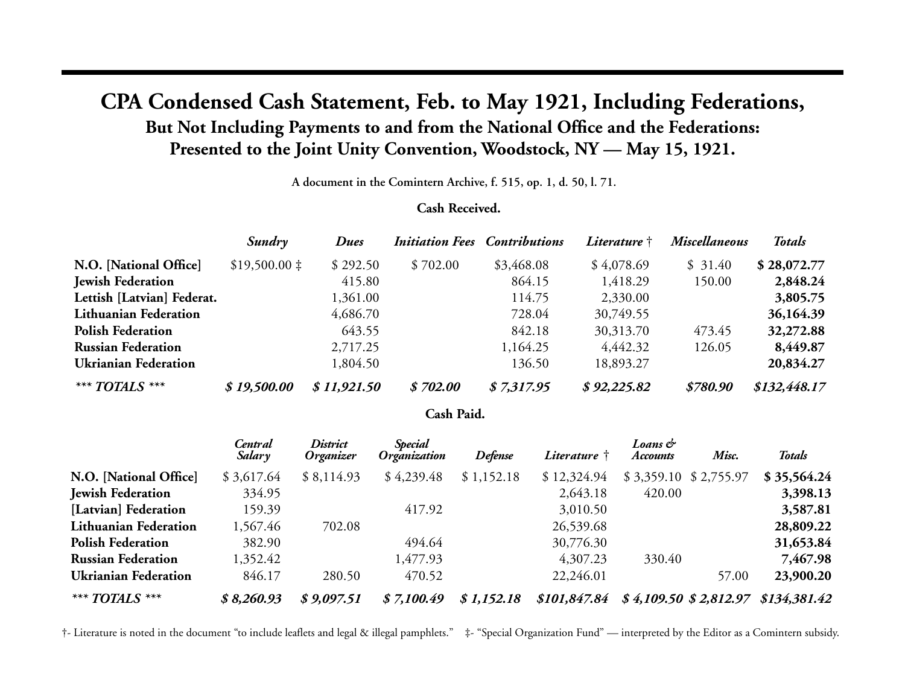# CPA Condensed Cash Statement, Feb. to May 1921, Including Federations,

## But Not Including Payments to and from the National Office and the Federations: Presented to the Joint Unity Convention, Woodstock, NY — May 15, 1921.

**A document in the Comintern Archive, f. 515, op. 1, d. 50, l. 71.**

**Cash Received.**

| | *Sundry* | *Dues* | *Initiation Fees* | *Contributions* | *Literature †* | *Miscellaneous* | *Totals* |
|---|---|---|---|---|---|---|---|
| **N.O. [National Office]** | $19,500.00 ‡ | $ 292.50 | $ 702.00 | $3,468.08 | $ 4,078.69 | $ 31.40 | **$ 28,072.77** |
| **Jewish Federation** | | 415.80 | | 864.15 | 1,418.29 | 150.00 | **2,848.24** |
| **Lettish [Latvian] Federat.** | | 1,361.00 | | 114.75 | 2,330.00 | | **3,805.75** |
| **Lithuanian Federation** | | 4,686.70 | | 728.04 | 30,749.55 | | **36,164.39** |
| **Polish Federation** | | 643.55 | | 842.18 | 30,313.70 | 473.45 | **32,272.88** |
| **Russian Federation** | | 2,717.25 | | 1,164.25 | 4,442.32 | 126.05 | **8,449.87** |
| **Ukrianian Federation** | | 1,804.50 | | 136.50 | 18,893.27 | | **20,834.27** |
| ***\*\*\* TOTALS \*\*\**** | ***$ 19,500.00*** | ***$ 11,921.50*** | ***$ 702.00*** | ***$ 7,317.95*** | ***$ 92,225.82*** | ***$780.90*** | ***$132,448.17*** |

**Cash Paid.**

| | *Central Salary* | *District Organizer* | *Special Organization* | *Defense* | *Literature †* | *Loans & Accounts* | *Misc.* | *Totals* |
|---|---|---|---|---|---|---|---|---|
| **N.O. [National Office]** | $ 3,617.64 | $ 8,114.93 | $ 4,239.48 | $ 1,152.18 | $ 12,324.94 | $ 3,359.10 | $ 2,755.97 | **$ 35,564.24** |
| **Jewish Federation** | 334.95 | | | | 2,643.18 | 420.00 | | **3,398.13** |
| **[Latvian] Federation** | 159.39 | | 417.92 | | 3,010.50 | | | **3,587.81** |
| **Lithuanian Federation** | 1,567.46 | 702.08 | | | 26,539.68 | | | **28,809.22** |
| **Polish Federation** | 382.90 | | 494.64 | | 30,776.30 | | | **31,653.84** |
| **Russian Federation** | 1,352.42 | | 1,477.93 | | 4,307.23 | 330.40 | | **7,467.98** |
| **Ukrianian Federation** | 846.17 | 280.50 | 470.52 | | 22,246.01 | | 57.00 | **23,900.20** |
| ***\*\*\* TOTALS \*\*\**** | ***$ 8,260.93*** | ***$ 9,097.51*** | ***$ 7,100.49*** | ***$ 1,152.18*** | ***$101,847.84*** | ***$ 4,109.50*** | ***$ 2,812.97*** | ***$134,381.42*** |

†- Literature is noted in the document "to include leaflets and legal & illegal pamphlets." ‡- "Special Organization Fund" — interpreted by the Editor as a Comintern subsidy.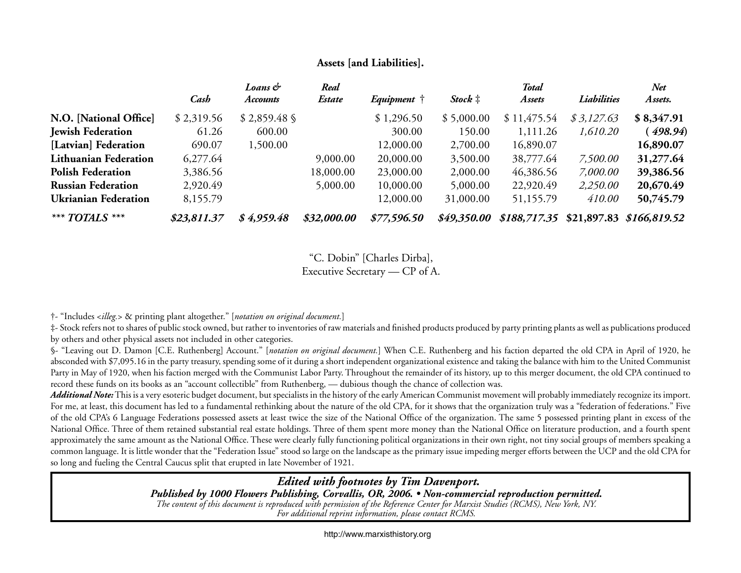**Assets [and Liabilities].**

| | *Cash* | *Loans & Accounts* | *Real Estate* | *Equipment* † | *Stock* ‡ | *Total Assets* | *Liabilities* | *Net Assets.* |
|---|---|---|---|---|---|---|---|---|
| **N.O. [National Office]** | $ 2,319.56 | $ 2,859.48 § | | $ 1,296.50 | $ 5,000.00 | $ 11,475.54 | *$ 3,127.63* | **$ 8,347.91** |
| **Jewish Federation** | 61.26 | 600.00 | | 300.00 | 150.00 | 1,111.26 | *1,610.20* | **( *498.94*)** |
| **[Latvian] Federation** | 690.07 | 1,500.00 | | 12,000.00 | 2,700.00 | 16,890.07 | | **16,890.07** |
| **Lithuanian Federation** | 6,277.64 | | 9,000.00 | 20,000.00 | 3,500.00 | 38,777.64 | *7,500.00* | **31,277.64** |
| **Polish Federation** | 3,386.56 | | 18,000.00 | 23,000.00 | 2,000.00 | 46,386.56 | *7,000.00* | **39,386.56** |
| **Russian Federation** | 2,920.49 | | 5,000.00 | 10,000.00 | 5,000.00 | 22,920.49 | *2,250.00* | **20,670.49** |
| **Ukrianian Federation** | 8,155.79 | | | 12,000.00 | 31,000.00 | 51,155.79 | *410.00* | **50,745.79** |
| ***\*\*\* TOTALS \*\*\**** | ***$23,811.37*** | ***$ 4,959.48*** | ***$32,000.00*** | ***$77,596.50*** | ***$49,350.00*** | ***$188,717.35*** | **$21,897.83** | ***$166,819.52*** |

"C. Dobin" [Charles Dirba],
Executive Secretary — CP of A.

†- "Includes <*illeg.*> & printing plant altogether." [*notation on original document.*]

‡- Stock refers not to shares of public stock owned, but rather to inventories of raw materials and finished products produced by party printing plants as well as publications produced by others and other physical assets not included in other categories.

§- "Leaving out D. Damon [C.E. Ruthenberg] Account." [*notation on original document.*] When C.E. Ruthenberg and his faction departed the old CPA in April of 1920, he absconded with $7,095.16 in the party treasury, spending some of it during a short independent organizational existence and taking the balance with him to the United Communist Party in May of 1920, when his faction merged with the Communist Labor Party. Throughout the remainder of its history, up to this merger document, the old CPA continued to record these funds on its books as an "account collectible" from Ruthenberg, — dubious though the chance of collection was.

***Additional Note:*** This is a very esoteric budget document, but specialists in the history of the early American Communist movement will probably immediately recognize its import. For me, at least, this document has led to a fundamental rethinking about the nature of the old CPA, for it shows that the organization truly was a "federation of federations." Five of the old CPA's 6 Language Federations possessed assets at least twice the size of the National Office of the organization. The same 5 possessed printing plant in excess of the National Office. Three of them retained substantial real estate holdings. Three of them spent more money than the National Office on literature production, and a fourth spent approximately the same amount as the National Office. These were clearly fully functioning political organizations in their own right, not tiny social groups of members speaking a common language. It is little wonder that the "Federation Issue" stood so large on the landscape as the primary issue impeding merger efforts between the UCP and the old CPA for so long and fueling the Central Caucus split that erupted in late November of 1921.

***Edited with footnotes by Tim Davenport.***
***Published by 1000 Flowers Publishing, Corvallis, OR, 2006. • Non-commercial reproduction permitted.***
*The content of this document is reproduced with permission of the Reference Center for Marxist Studies (RCMS), New York, NY.*
*For additional reprint information, please contact RCMS.*

http://www.marxisthistory.org